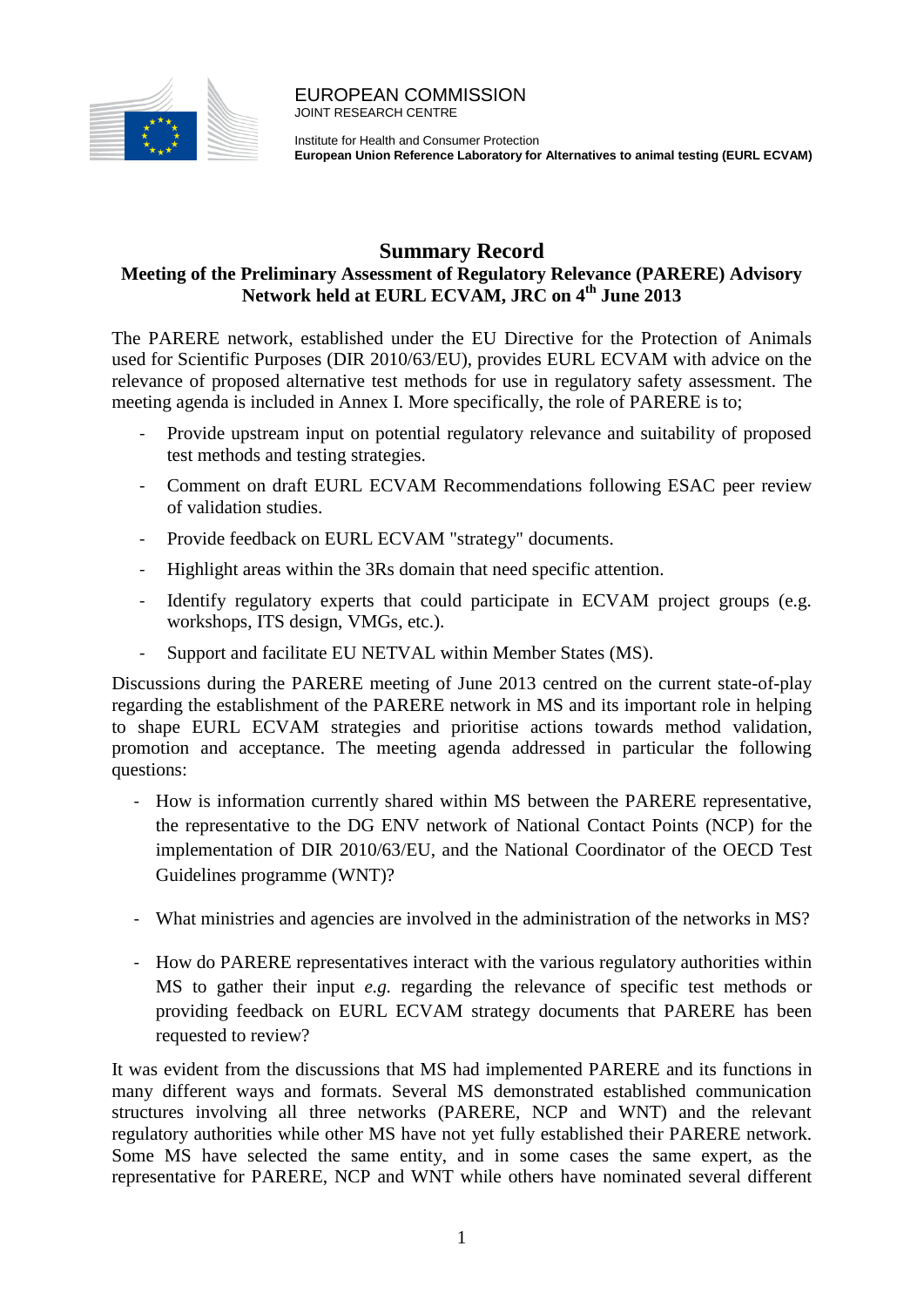EUROPEAN COMMISSION
JOINT RESEARCH CENTRE

Institute for Health and Consumer Protection
**European Union Reference Laboratory for Alternatives to animal testing (EURL ECVAM)**

# Summary Record

## Meeting of the Preliminary Assessment of Regulatory Relevance (PARERE) Advisory Network held at EURL ECVAM, JRC on 4th June 2013

The PARERE network, established under the EU Directive for the Protection of Animals used for Scientific Purposes (DIR 2010/63/EU), provides EURL ECVAM with advice on the relevance of proposed alternative test methods for use in regulatory safety assessment. The meeting agenda is included in Annex I. More specifically, the role of PARERE is to;

- Provide upstream input on potential regulatory relevance and suitability of proposed test methods and testing strategies.
- Comment on draft EURL ECVAM Recommendations following ESAC peer review of validation studies.
- Provide feedback on EURL ECVAM "strategy" documents.
- Highlight areas within the 3Rs domain that need specific attention.
- Identify regulatory experts that could participate in ECVAM project groups (e.g. workshops, ITS design, VMGs, etc.).
- Support and facilitate EU NETVAL within Member States (MS).

Discussions during the PARERE meeting of June 2013 centred on the current state-of-play regarding the establishment of the PARERE network in MS and its important role in helping to shape EURL ECVAM strategies and prioritise actions towards method validation, promotion and acceptance. The meeting agenda addressed in particular the following questions:

- How is information currently shared within MS between the PARERE representative, the representative to the DG ENV network of National Contact Points (NCP) for the implementation of DIR 2010/63/EU, and the National Coordinator of the OECD Test Guidelines programme (WNT)?
- What ministries and agencies are involved in the administration of the networks in MS?
- How do PARERE representatives interact with the various regulatory authorities within MS to gather their input *e.g.* regarding the relevance of specific test methods or providing feedback on EURL ECVAM strategy documents that PARERE has been requested to review?

It was evident from the discussions that MS had implemented PARERE and its functions in many different ways and formats. Several MS demonstrated established communication structures involving all three networks (PARERE, NCP and WNT) and the relevant regulatory authorities while other MS have not yet fully established their PARERE network. Some MS have selected the same entity, and in some cases the same expert, as the representative for PARERE, NCP and WNT while others have nominated several different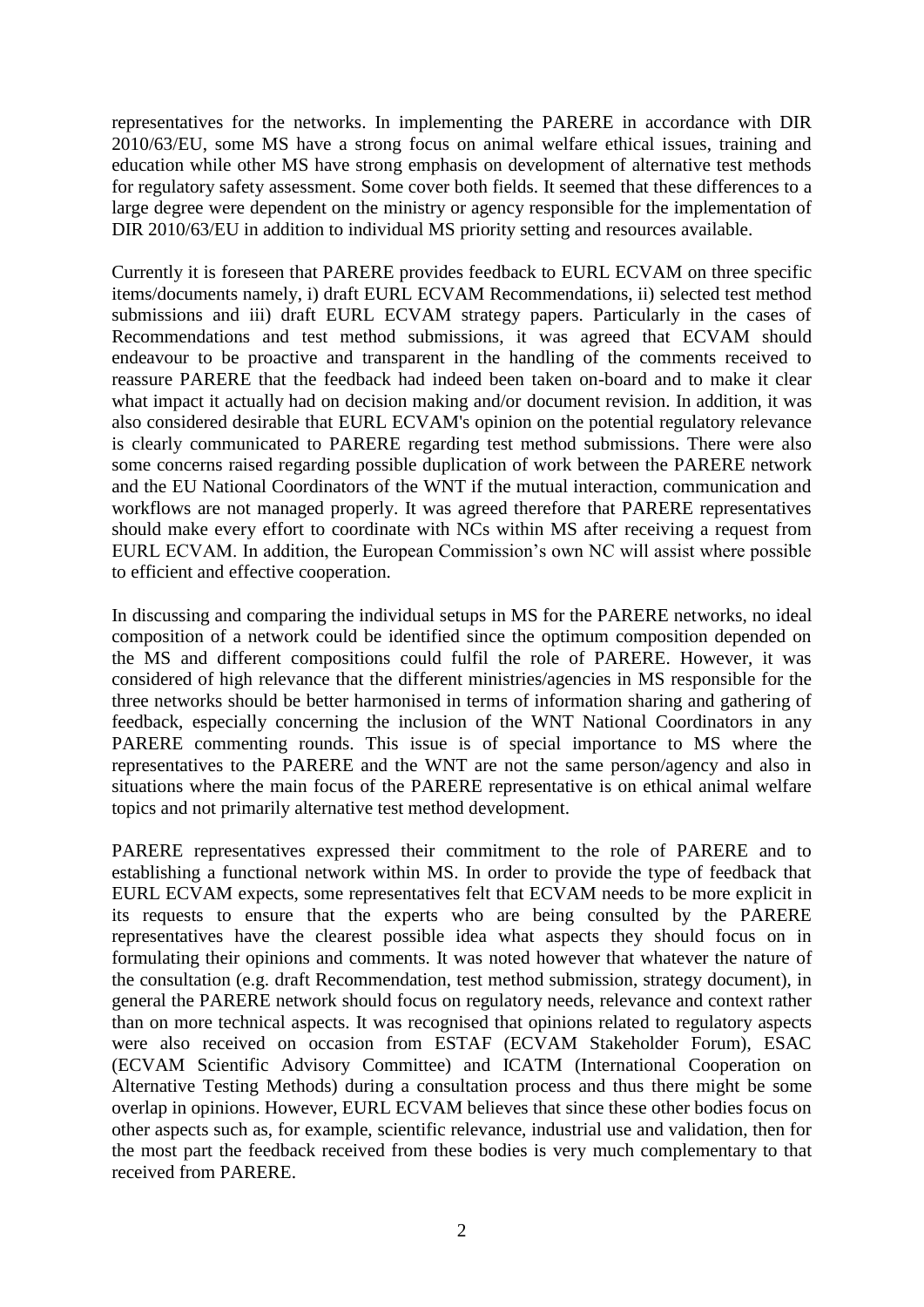representatives for the networks. In implementing the PARERE in accordance with DIR 2010/63/EU, some MS have a strong focus on animal welfare ethical issues, training and education while other MS have strong emphasis on development of alternative test methods for regulatory safety assessment. Some cover both fields. It seemed that these differences to a large degree were dependent on the ministry or agency responsible for the implementation of DIR 2010/63/EU in addition to individual MS priority setting and resources available.

Currently it is foreseen that PARERE provides feedback to EURL ECVAM on three specific items/documents namely, i) draft EURL ECVAM Recommendations, ii) selected test method submissions and iii) draft EURL ECVAM strategy papers. Particularly in the cases of Recommendations and test method submissions, it was agreed that ECVAM should endeavour to be proactive and transparent in the handling of the comments received to reassure PARERE that the feedback had indeed been taken on-board and to make it clear what impact it actually had on decision making and/or document revision. In addition, it was also considered desirable that EURL ECVAM's opinion on the potential regulatory relevance is clearly communicated to PARERE regarding test method submissions. There were also some concerns raised regarding possible duplication of work between the PARERE network and the EU National Coordinators of the WNT if the mutual interaction, communication and workflows are not managed properly. It was agreed therefore that PARERE representatives should make every effort to coordinate with NCs within MS after receiving a request from EURL ECVAM. In addition, the European Commission's own NC will assist where possible to efficient and effective cooperation.

In discussing and comparing the individual setups in MS for the PARERE networks, no ideal composition of a network could be identified since the optimum composition depended on the MS and different compositions could fulfil the role of PARERE. However, it was considered of high relevance that the different ministries/agencies in MS responsible for the three networks should be better harmonised in terms of information sharing and gathering of feedback, especially concerning the inclusion of the WNT National Coordinators in any PARERE commenting rounds. This issue is of special importance to MS where the representatives to the PARERE and the WNT are not the same person/agency and also in situations where the main focus of the PARERE representative is on ethical animal welfare topics and not primarily alternative test method development.

PARERE representatives expressed their commitment to the role of PARERE and to establishing a functional network within MS. In order to provide the type of feedback that EURL ECVAM expects, some representatives felt that ECVAM needs to be more explicit in its requests to ensure that the experts who are being consulted by the PARERE representatives have the clearest possible idea what aspects they should focus on in formulating their opinions and comments. It was noted however that whatever the nature of the consultation (e.g. draft Recommendation, test method submission, strategy document), in general the PARERE network should focus on regulatory needs, relevance and context rather than on more technical aspects. It was recognised that opinions related to regulatory aspects were also received on occasion from ESTAF (ECVAM Stakeholder Forum), ESAC (ECVAM Scientific Advisory Committee) and ICATM (International Cooperation on Alternative Testing Methods) during a consultation process and thus there might be some overlap in opinions. However, EURL ECVAM believes that since these other bodies focus on other aspects such as, for example, scientific relevance, industrial use and validation, then for the most part the feedback received from these bodies is very much complementary to that received from PARERE.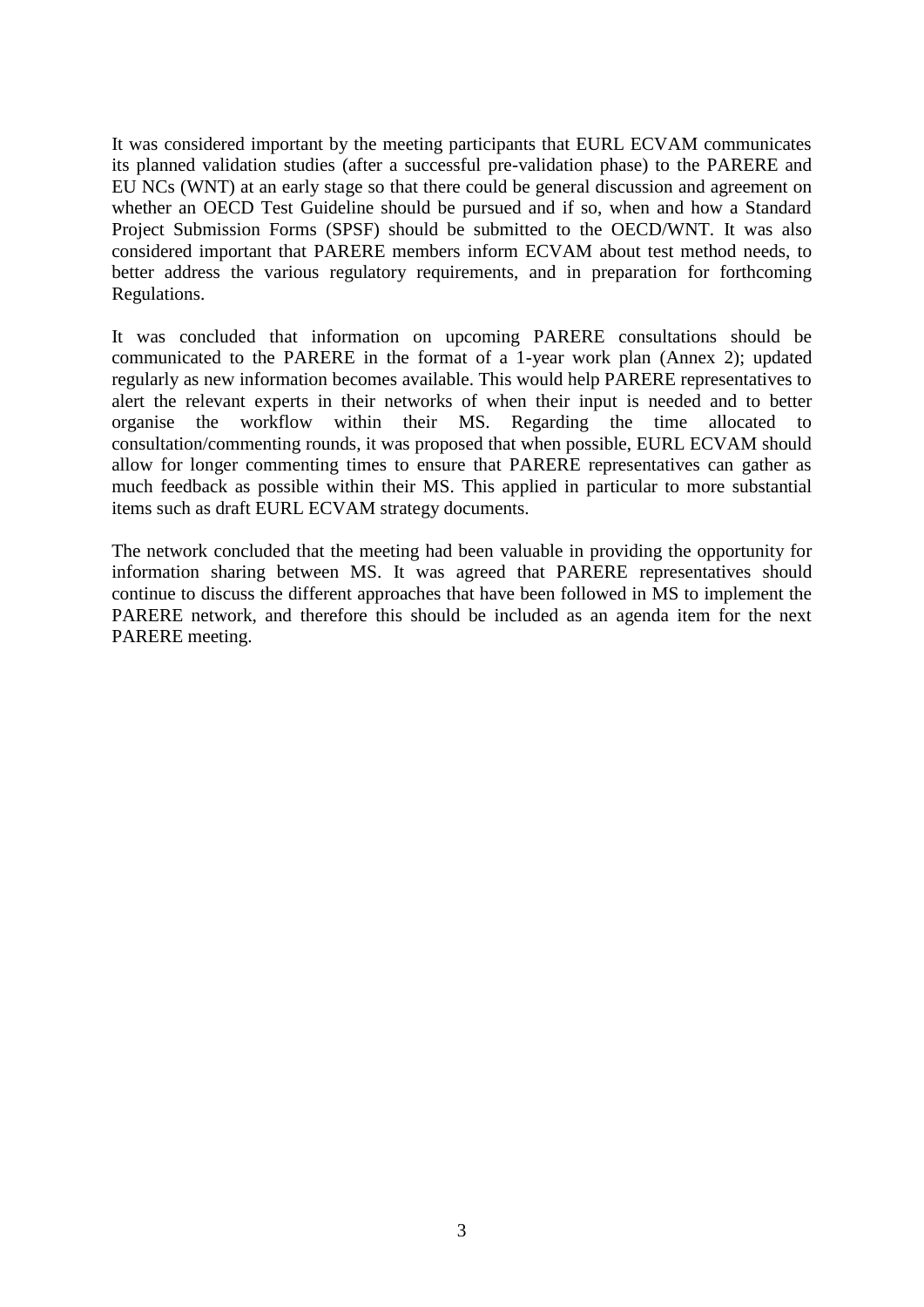It was considered important by the meeting participants that EURL ECVAM communicates its planned validation studies (after a successful pre-validation phase) to the PARERE and EU NCs (WNT) at an early stage so that there could be general discussion and agreement on whether an OECD Test Guideline should be pursued and if so, when and how a Standard Project Submission Forms (SPSF) should be submitted to the OECD/WNT. It was also considered important that PARERE members inform ECVAM about test method needs, to better address the various regulatory requirements, and in preparation for forthcoming Regulations.

It was concluded that information on upcoming PARERE consultations should be communicated to the PARERE in the format of a 1-year work plan (Annex 2); updated regularly as new information becomes available. This would help PARERE representatives to alert the relevant experts in their networks of when their input is needed and to better organise the workflow within their MS. Regarding the time allocated to consultation/commenting rounds, it was proposed that when possible, EURL ECVAM should allow for longer commenting times to ensure that PARERE representatives can gather as much feedback as possible within their MS. This applied in particular to more substantial items such as draft EURL ECVAM strategy documents.

The network concluded that the meeting had been valuable in providing the opportunity for information sharing between MS. It was agreed that PARERE representatives should continue to discuss the different approaches that have been followed in MS to implement the PARERE network, and therefore this should be included as an agenda item for the next PARERE meeting.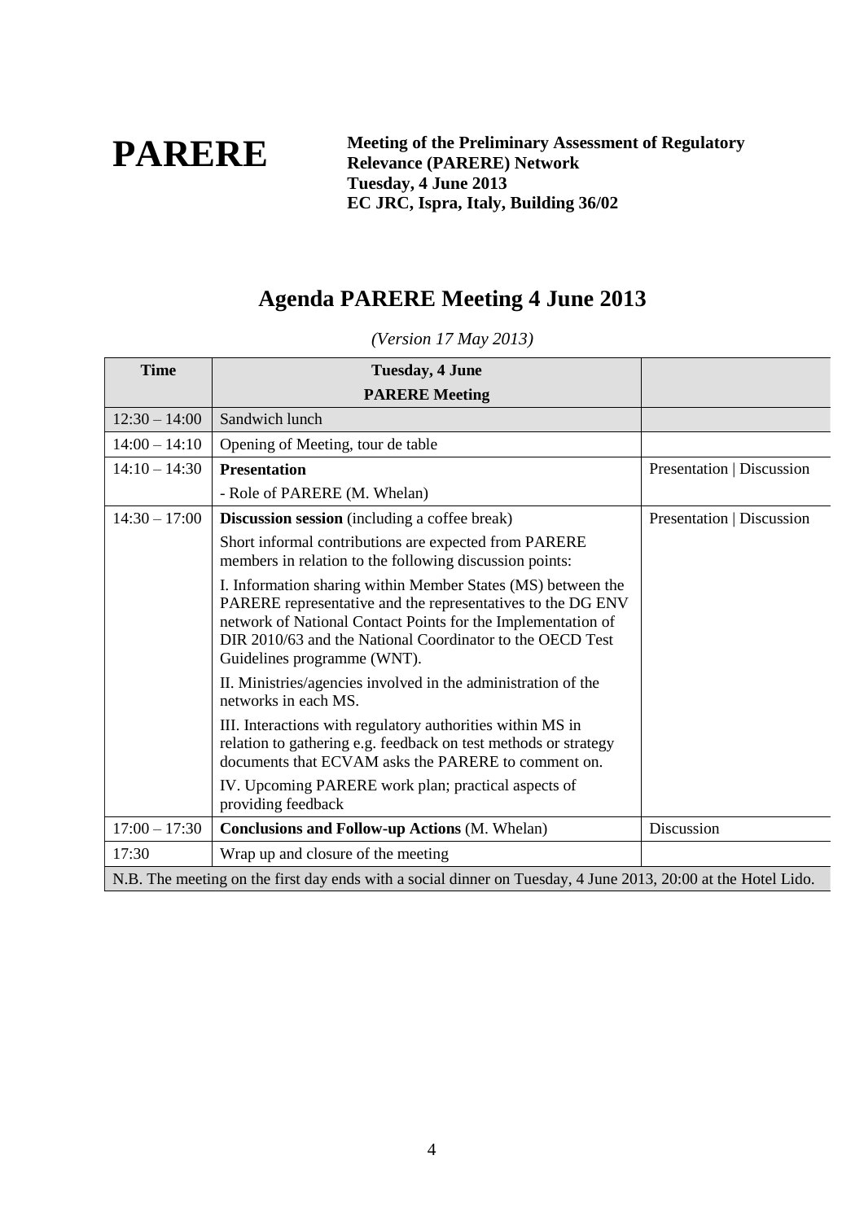**PARERE**

**Meeting of the Preliminary Assessment of Regulatory Relevance (PARERE) Network**
**Tuesday, 4 June 2013**
**EC JRC, Ispra, Italy, Building 36/02**

# Agenda PARERE Meeting 4 June 2013

*(Version 17 May 2013)*

| Time | Tuesday, 4 June<br>PARERE Meeting | |
|---|---|---|
| 12:30 – 14:00 | Sandwich lunch | |
| 14:00 – 14:10 | Opening of Meeting, tour de table | |
| 14:10 – 14:30 | **Presentation**<br>- Role of PARERE (M. Whelan) | Presentation \| Discussion |
| 14:30 – 17:00 | **Discussion session** (including a coffee break)<br>Short informal contributions are expected from PARERE members in relation to the following discussion points:<br>I. Information sharing within Member States (MS) between the PARERE representative and the representatives to the DG ENV network of National Contact Points for the Implementation of DIR 2010/63 and the National Coordinator to the OECD Test Guidelines programme (WNT).<br>II. Ministries/agencies involved in the administration of the networks in each MS.<br>III. Interactions with regulatory authorities within MS in relation to gathering e.g. feedback on test methods or strategy documents that ECVAM asks the PARERE to comment on.<br>IV. Upcoming PARERE work plan; practical aspects of providing feedback | Presentation \| Discussion |
| 17:00 – 17:30 | **Conclusions and Follow-up Actions** (M. Whelan) | Discussion |
| 17:30 | Wrap up and closure of the meeting | |

N.B. The meeting on the first day ends with a social dinner on Tuesday, 4 June 2013, 20:00 at the Hotel Lido.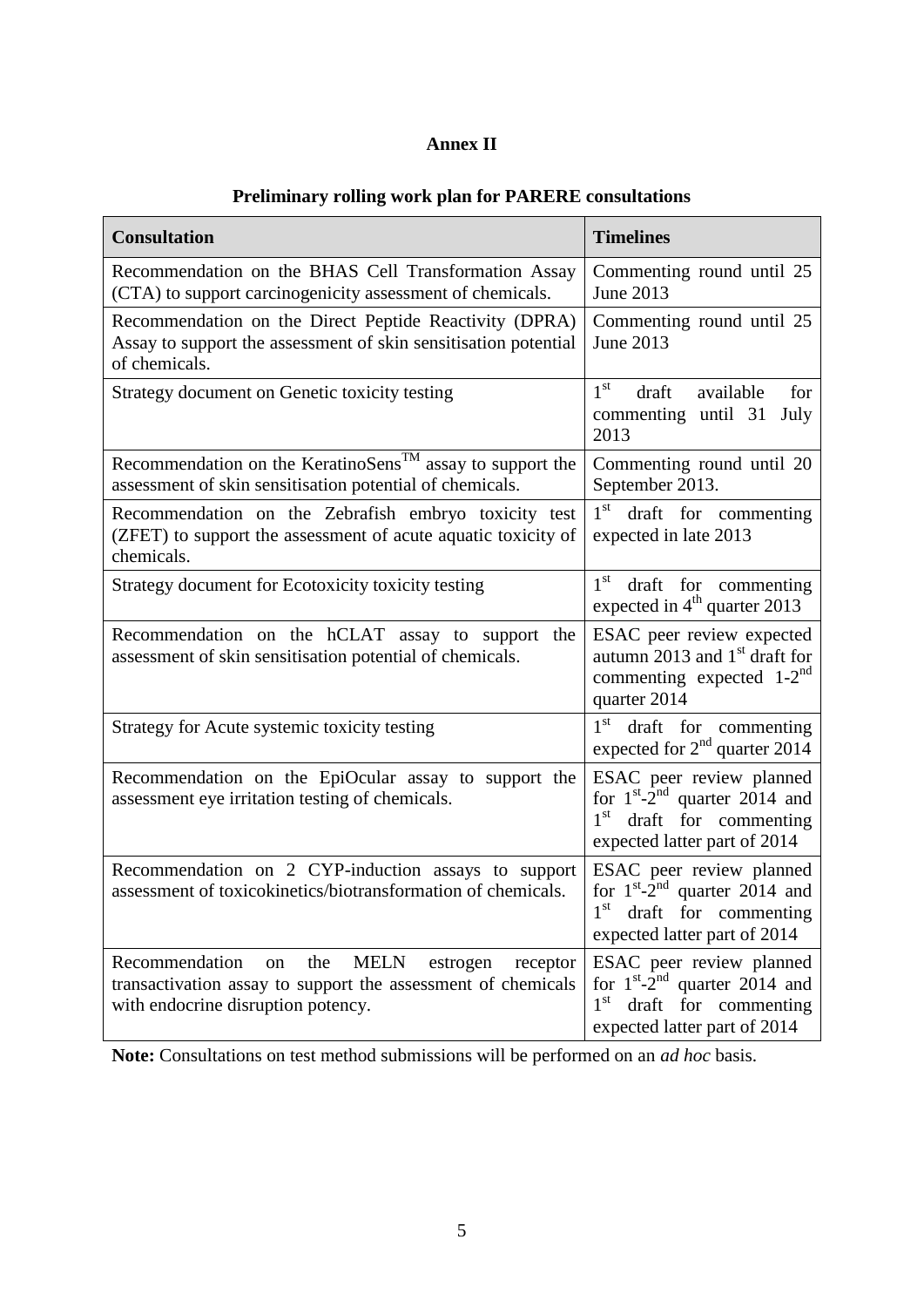# Annex II

## Preliminary rolling work plan for PARERE consultations

| Consultation | Timelines |
|---|---|
| Recommendation on the BHAS Cell Transformation Assay (CTA) to support carcinogenicity assessment of chemicals. | Commenting round until 25 June 2013 |
| Recommendation on the Direct Peptide Reactivity (DPRA) Assay to support the assessment of skin sensitisation potential of chemicals. | Commenting round until 25 June 2013 |
| Strategy document on Genetic toxicity testing | 1st draft available for commenting until 31 July 2013 |
| Recommendation on the KeratinoSens™ assay to support the assessment of skin sensitisation potential of chemicals. | Commenting round until 20 September 2013. |
| Recommendation on the Zebrafish embryo toxicity test (ZFET) to support the assessment of acute aquatic toxicity of chemicals. | 1st draft for commenting expected in late 2013 |
| Strategy document for Ecotoxicity toxicity testing | 1st draft for commenting expected in 4th quarter 2013 |
| Recommendation on the hCLAT assay to support the assessment of skin sensitisation potential of chemicals. | ESAC peer review expected autumn 2013 and 1st draft for commenting expected 1-2nd quarter 2014 |
| Strategy for Acute systemic toxicity testing | 1st draft for commenting expected for 2nd quarter 2014 |
| Recommendation on the EpiOcular assay to support the assessment eye irritation testing of chemicals. | ESAC peer review planned for 1st-2nd quarter 2014 and 1st draft for commenting expected latter part of 2014 |
| Recommendation on 2 CYP-induction assays to support assessment of toxicokinetics/biotransformation of chemicals. | ESAC peer review planned for 1st-2nd quarter 2014 and 1st draft for commenting expected latter part of 2014 |
| Recommendation on the MELN estrogen receptor transactivation assay to support the assessment of chemicals with endocrine disruption potency. | ESAC peer review planned for 1st-2nd quarter 2014 and 1st draft for commenting expected latter part of 2014 |

**Note:** Consultations on test method submissions will be performed on an *ad hoc* basis.